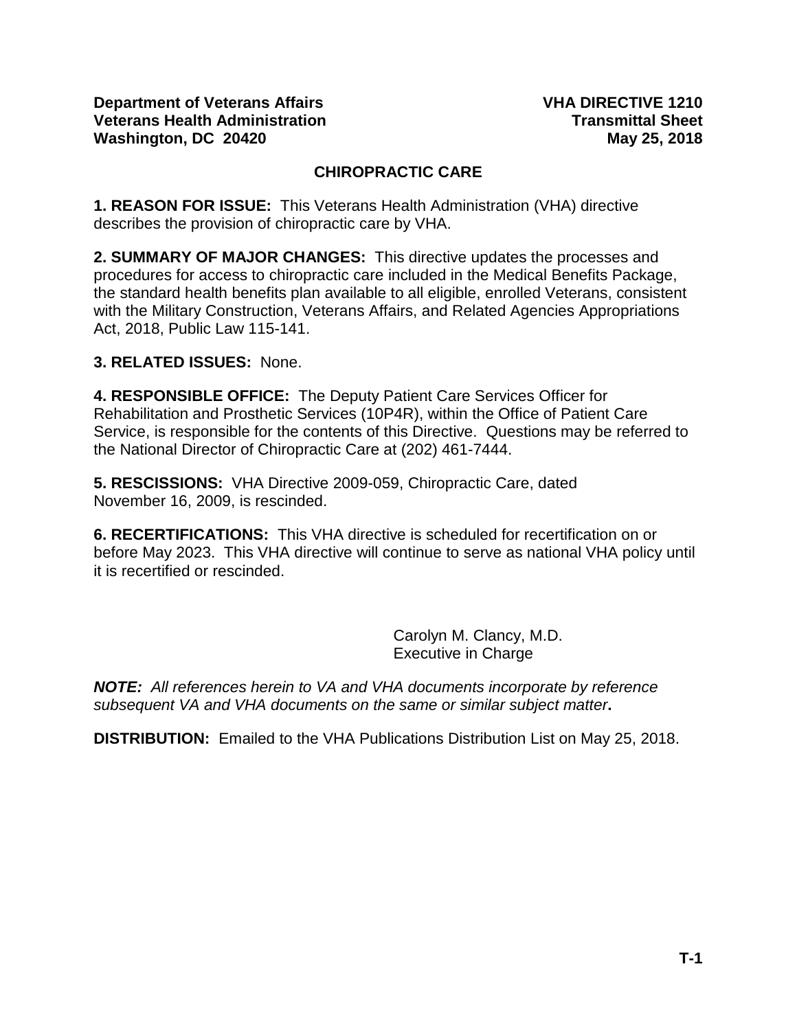**Department of Veterans Affairs** **VHA DIRECTIVE 1210**
**Veterans Health Administration** **Transmittal Sheet**
**Washington, DC 20420** **May 25, 2018**

# CHIROPRACTIC CARE

**1. REASON FOR ISSUE:** This Veterans Health Administration (VHA) directive describes the provision of chiropractic care by VHA.

**2. SUMMARY OF MAJOR CHANGES:** This directive updates the processes and procedures for access to chiropractic care included in the Medical Benefits Package, the standard health benefits plan available to all eligible, enrolled Veterans, consistent with the Military Construction, Veterans Affairs, and Related Agencies Appropriations Act, 2018, Public Law 115-141.

**3. RELATED ISSUES:** None.

**4. RESPONSIBLE OFFICE:** The Deputy Patient Care Services Officer for Rehabilitation and Prosthetic Services (10P4R), within the Office of Patient Care Service, is responsible for the contents of this Directive. Questions may be referred to the National Director of Chiropractic Care at (202) 461-7444.

**5. RESCISSIONS:** VHA Directive 2009-059, Chiropractic Care, dated November 16, 2009, is rescinded.

**6. RECERTIFICATIONS:** This VHA directive is scheduled for recertification on or before May 2023. This VHA directive will continue to serve as national VHA policy until it is recertified or rescinded.

Carolyn M. Clancy, M.D.
Executive in Charge

***NOTE:** All references herein to VA and VHA documents incorporate by reference subsequent VA and VHA documents on the same or similar subject matter***.**

**DISTRIBUTION:** Emailed to the VHA Publications Distribution List on May 25, 2018.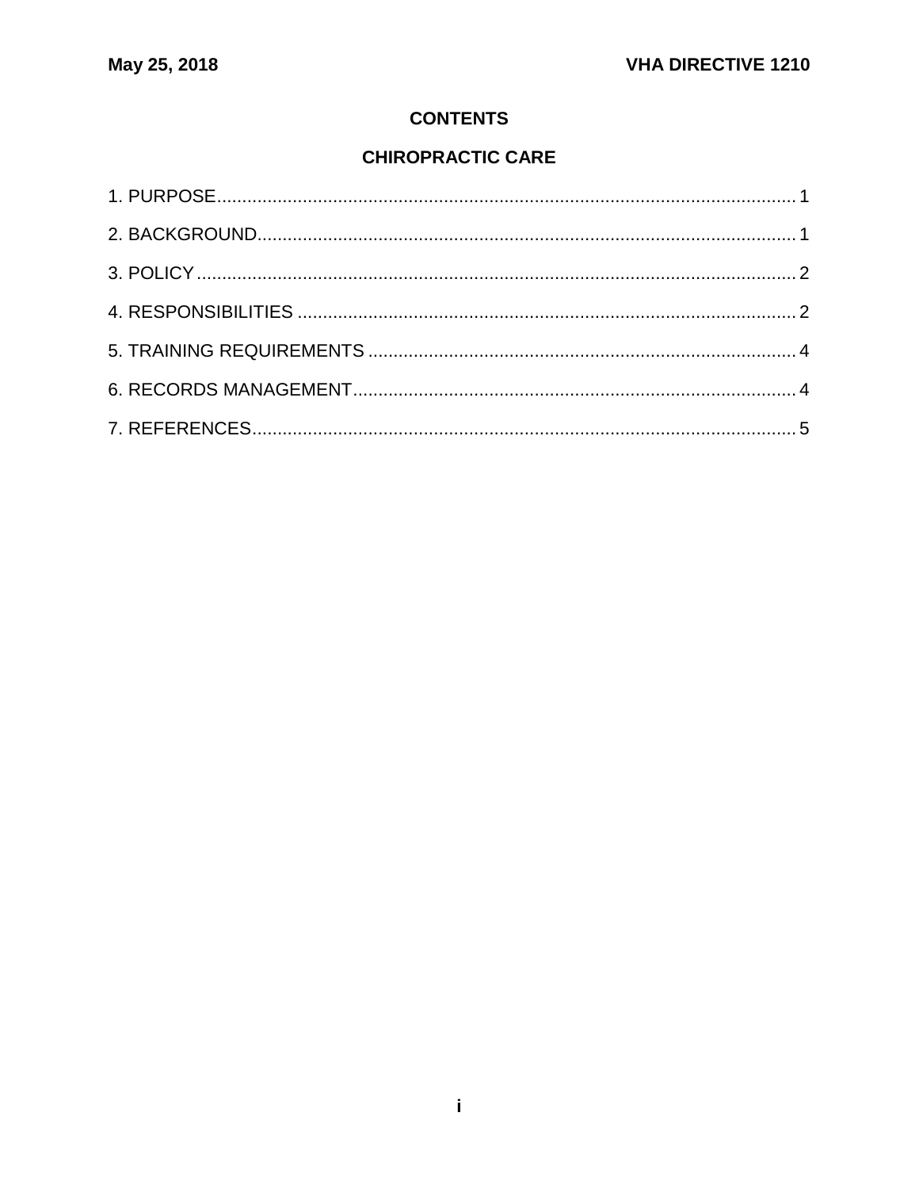# CONTENTS

## CHIROPRACTIC CARE

1. PURPOSE .................................................................................................................. 1

2. BACKGROUND.......................................................................................................... 1

3. POLICY ...................................................................................................................... 2

4. RESPONSIBILITIES .................................................................................................. 2

5. TRAINING REQUIREMENTS .................................................................................... 4

6. RECORDS MANAGEMENT....................................................................................... 4

7. REFERENCES........................................................................................................... 5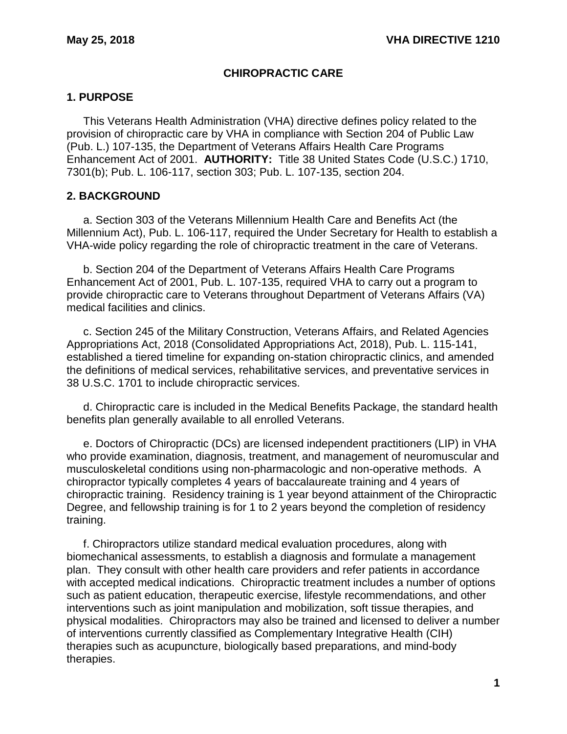## CHIROPRACTIC CARE

### 1. PURPOSE

This Veterans Health Administration (VHA) directive defines policy related to the provision of chiropractic care by VHA in compliance with Section 204 of Public Law (Pub. L.) 107-135, the Department of Veterans Affairs Health Care Programs Enhancement Act of 2001. **AUTHORITY:** Title 38 United States Code (U.S.C.) 1710, 7301(b); Pub. L. 106-117, section 303; Pub. L. 107-135, section 204.

### 2. BACKGROUND

a. Section 303 of the Veterans Millennium Health Care and Benefits Act (the Millennium Act), Pub. L. 106-117, required the Under Secretary for Health to establish a VHA-wide policy regarding the role of chiropractic treatment in the care of Veterans.

b. Section 204 of the Department of Veterans Affairs Health Care Programs Enhancement Act of 2001, Pub. L. 107-135, required VHA to carry out a program to provide chiropractic care to Veterans throughout Department of Veterans Affairs (VA) medical facilities and clinics.

c. Section 245 of the Military Construction, Veterans Affairs, and Related Agencies Appropriations Act, 2018 (Consolidated Appropriations Act, 2018), Pub. L. 115-141, established a tiered timeline for expanding on-station chiropractic clinics, and amended the definitions of medical services, rehabilitative services, and preventative services in 38 U.S.C. 1701 to include chiropractic services.

d. Chiropractic care is included in the Medical Benefits Package, the standard health benefits plan generally available to all enrolled Veterans.

e. Doctors of Chiropractic (DCs) are licensed independent practitioners (LIP) in VHA who provide examination, diagnosis, treatment, and management of neuromuscular and musculoskeletal conditions using non-pharmacologic and non-operative methods. A chiropractor typically completes 4 years of baccalaureate training and 4 years of chiropractic training. Residency training is 1 year beyond attainment of the Chiropractic Degree, and fellowship training is for 1 to 2 years beyond the completion of residency training.

f. Chiropractors utilize standard medical evaluation procedures, along with biomechanical assessments, to establish a diagnosis and formulate a management plan. They consult with other health care providers and refer patients in accordance with accepted medical indications. Chiropractic treatment includes a number of options such as patient education, therapeutic exercise, lifestyle recommendations, and other interventions such as joint manipulation and mobilization, soft tissue therapies, and physical modalities. Chiropractors may also be trained and licensed to deliver a number of interventions currently classified as Complementary Integrative Health (CIH) therapies such as acupuncture, biologically based preparations, and mind-body therapies.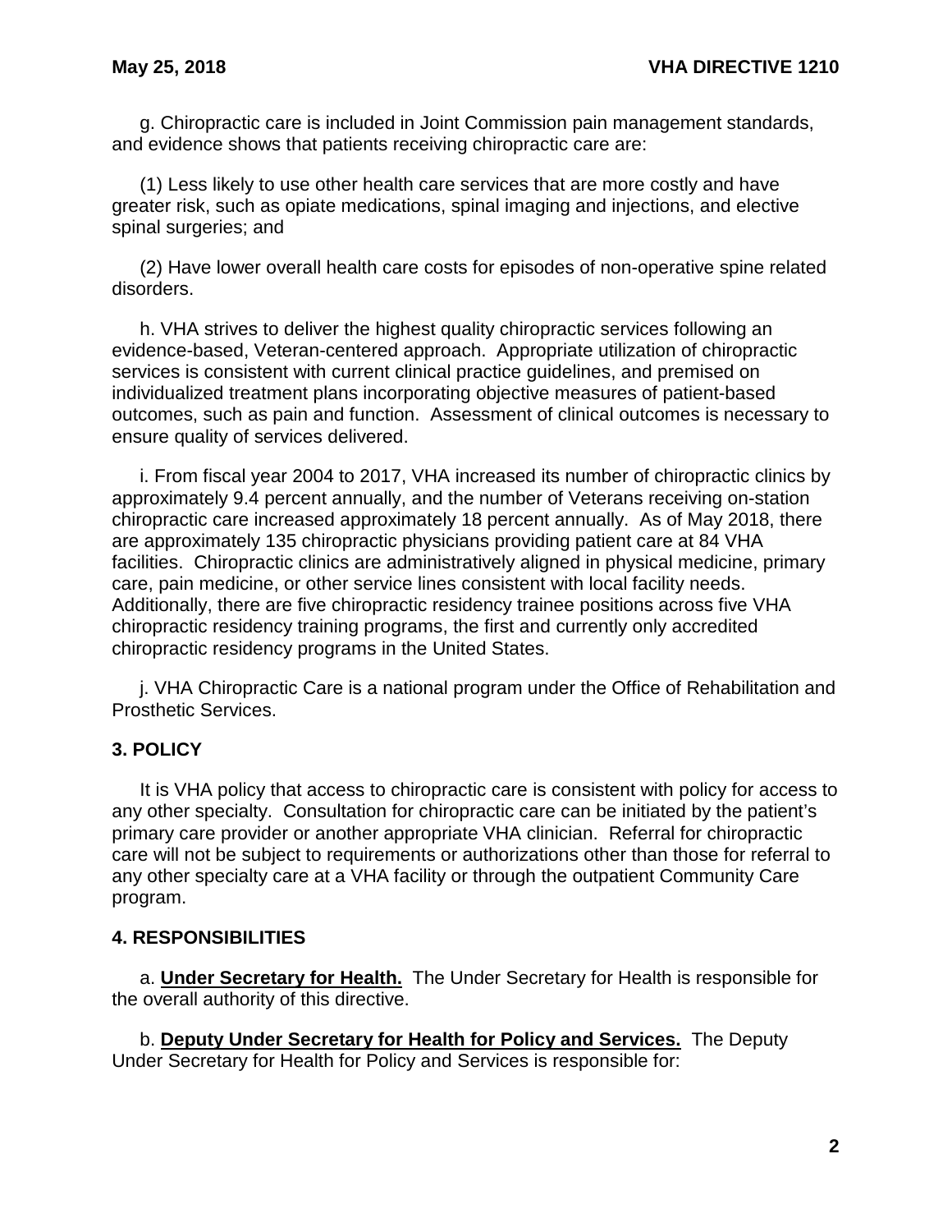g. Chiropractic care is included in Joint Commission pain management standards, and evidence shows that patients receiving chiropractic care are:

(1) Less likely to use other health care services that are more costly and have greater risk, such as opiate medications, spinal imaging and injections, and elective spinal surgeries; and

(2) Have lower overall health care costs for episodes of non-operative spine related disorders.

h. VHA strives to deliver the highest quality chiropractic services following an evidence-based, Veteran-centered approach. Appropriate utilization of chiropractic services is consistent with current clinical practice guidelines, and premised on individualized treatment plans incorporating objective measures of patient-based outcomes, such as pain and function. Assessment of clinical outcomes is necessary to ensure quality of services delivered.

i. From fiscal year 2004 to 2017, VHA increased its number of chiropractic clinics by approximately 9.4 percent annually, and the number of Veterans receiving on-station chiropractic care increased approximately 18 percent annually. As of May 2018, there are approximately 135 chiropractic physicians providing patient care at 84 VHA facilities. Chiropractic clinics are administratively aligned in physical medicine, primary care, pain medicine, or other service lines consistent with local facility needs. Additionally, there are five chiropractic residency trainee positions across five VHA chiropractic residency training programs, the first and currently only accredited chiropractic residency programs in the United States.

j. VHA Chiropractic Care is a national program under the Office of Rehabilitation and Prosthetic Services.

## 3. POLICY

It is VHA policy that access to chiropractic care is consistent with policy for access to any other specialty. Consultation for chiropractic care can be initiated by the patient's primary care provider or another appropriate VHA clinician. Referral for chiropractic care will not be subject to requirements or authorizations other than those for referral to any other specialty care at a VHA facility or through the outpatient Community Care program.

## 4. RESPONSIBILITIES

a. **Under Secretary for Health.** The Under Secretary for Health is responsible for the overall authority of this directive.

b. **Deputy Under Secretary for Health for Policy and Services.** The Deputy Under Secretary for Health for Policy and Services is responsible for: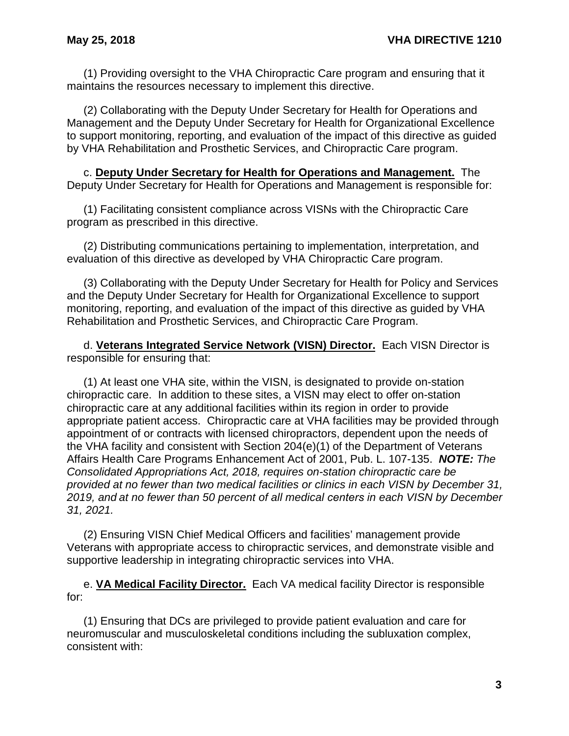(1) Providing oversight to the VHA Chiropractic Care program and ensuring that it maintains the resources necessary to implement this directive.

(2) Collaborating with the Deputy Under Secretary for Health for Operations and Management and the Deputy Under Secretary for Health for Organizational Excellence to support monitoring, reporting, and evaluation of the impact of this directive as guided by VHA Rehabilitation and Prosthetic Services, and Chiropractic Care program.

c. **Deputy Under Secretary for Health for Operations and Management.** The Deputy Under Secretary for Health for Operations and Management is responsible for:

(1) Facilitating consistent compliance across VISNs with the Chiropractic Care program as prescribed in this directive.

(2) Distributing communications pertaining to implementation, interpretation, and evaluation of this directive as developed by VHA Chiropractic Care program.

(3) Collaborating with the Deputy Under Secretary for Health for Policy and Services and the Deputy Under Secretary for Health for Organizational Excellence to support monitoring, reporting, and evaluation of the impact of this directive as guided by VHA Rehabilitation and Prosthetic Services, and Chiropractic Care Program.

d. **Veterans Integrated Service Network (VISN) Director.** Each VISN Director is responsible for ensuring that:

(1) At least one VHA site, within the VISN, is designated to provide on-station chiropractic care. In addition to these sites, a VISN may elect to offer on-station chiropractic care at any additional facilities within its region in order to provide appropriate patient access. Chiropractic care at VHA facilities may be provided through appointment of or contracts with licensed chiropractors, dependent upon the needs of the VHA facility and consistent with Section 204(e)(1) of the Department of Veterans Affairs Health Care Programs Enhancement Act of 2001, Pub. L. 107-135. ***NOTE:*** *The Consolidated Appropriations Act, 2018, requires on-station chiropractic care be provided at no fewer than two medical facilities or clinics in each VISN by December 31, 2019, and at no fewer than 50 percent of all medical centers in each VISN by December 31, 2021.*

(2) Ensuring VISN Chief Medical Officers and facilities' management provide Veterans with appropriate access to chiropractic services, and demonstrate visible and supportive leadership in integrating chiropractic services into VHA.

e. **VA Medical Facility Director.** Each VA medical facility Director is responsible for:

(1) Ensuring that DCs are privileged to provide patient evaluation and care for neuromuscular and musculoskeletal conditions including the subluxation complex, consistent with: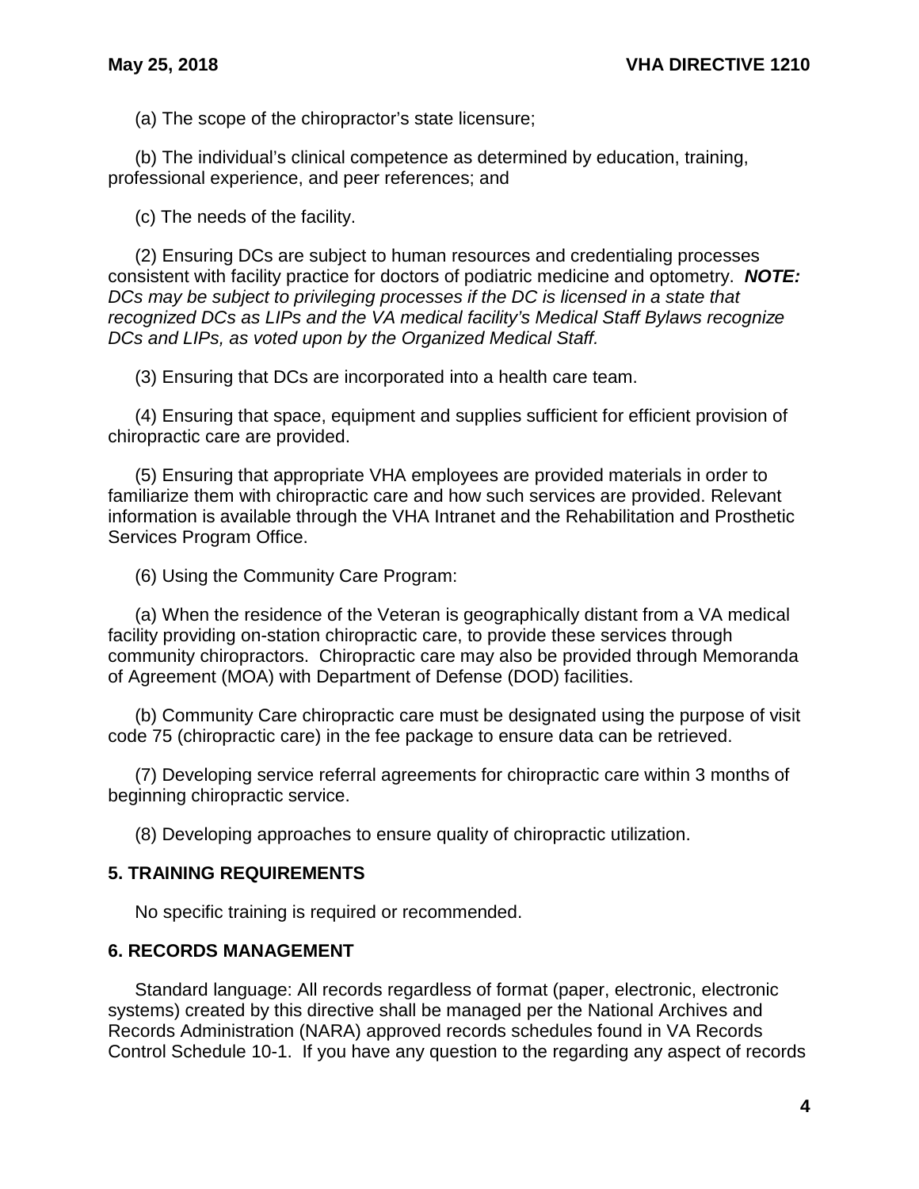(a) The scope of the chiropractor's state licensure;

(b) The individual's clinical competence as determined by education, training, professional experience, and peer references; and

(c) The needs of the facility.

(2) Ensuring DCs are subject to human resources and credentialing processes consistent with facility practice for doctors of podiatric medicine and optometry. ***NOTE:*** *DCs may be subject to privileging processes if the DC is licensed in a state that recognized DCs as LIPs and the VA medical facility's Medical Staff Bylaws recognize DCs and LIPs, as voted upon by the Organized Medical Staff.*

(3) Ensuring that DCs are incorporated into a health care team.

(4) Ensuring that space, equipment and supplies sufficient for efficient provision of chiropractic care are provided.

(5) Ensuring that appropriate VHA employees are provided materials in order to familiarize them with chiropractic care and how such services are provided. Relevant information is available through the VHA Intranet and the Rehabilitation and Prosthetic Services Program Office.

(6) Using the Community Care Program:

(a) When the residence of the Veteran is geographically distant from a VA medical facility providing on-station chiropractic care, to provide these services through community chiropractors. Chiropractic care may also be provided through Memoranda of Agreement (MOA) with Department of Defense (DOD) facilities.

(b) Community Care chiropractic care must be designated using the purpose of visit code 75 (chiropractic care) in the fee package to ensure data can be retrieved.

(7) Developing service referral agreements for chiropractic care within 3 months of beginning chiropractic service.

(8) Developing approaches to ensure quality of chiropractic utilization.

## 5. TRAINING REQUIREMENTS

No specific training is required or recommended.

## 6. RECORDS MANAGEMENT

Standard language: All records regardless of format (paper, electronic, electronic systems) created by this directive shall be managed per the National Archives and Records Administration (NARA) approved records schedules found in VA Records Control Schedule 10-1. If you have any question to the regarding any aspect of records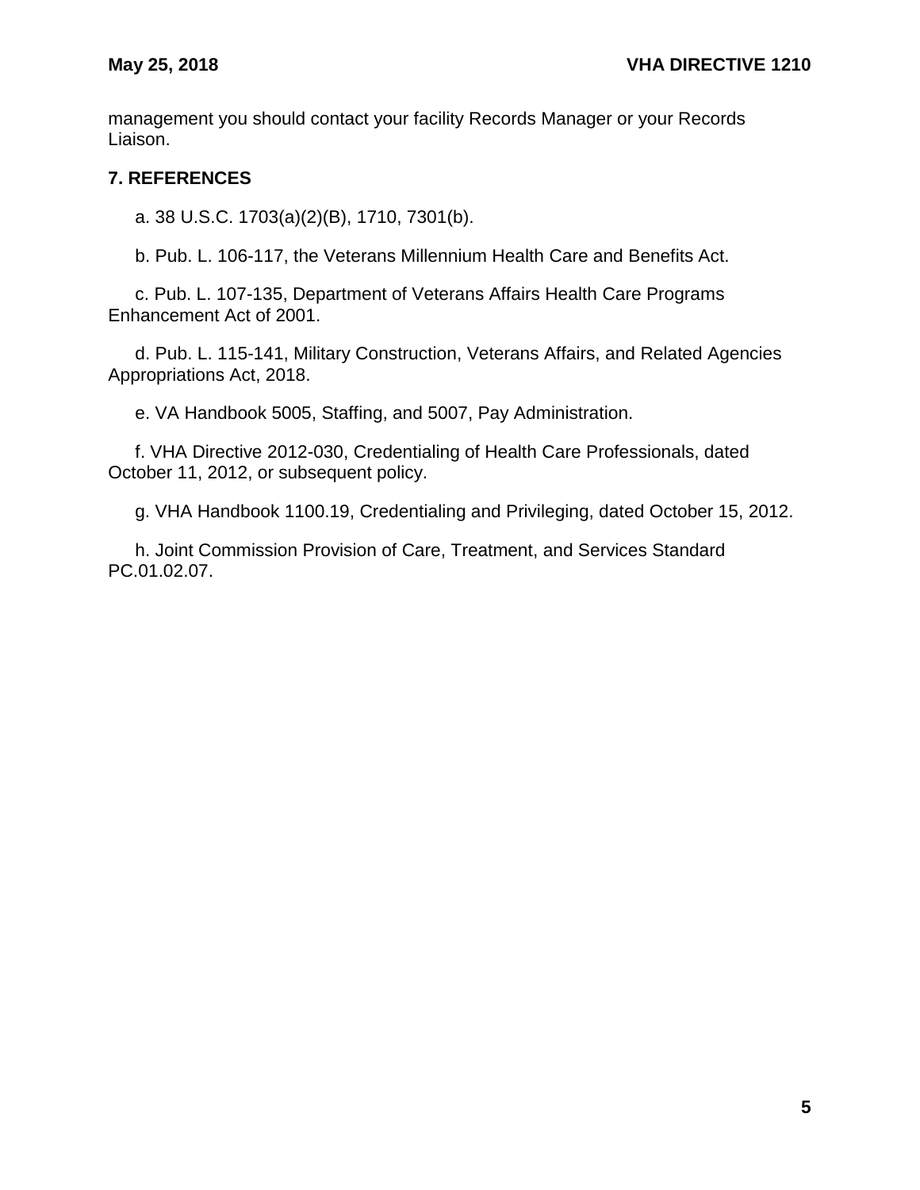management you should contact your facility Records Manager or your Records Liaison.

## 7. REFERENCES

a. 38 U.S.C. 1703(a)(2)(B), 1710, 7301(b).

b. Pub. L. 106-117, the Veterans Millennium Health Care and Benefits Act.

c. Pub. L. 107-135, Department of Veterans Affairs Health Care Programs Enhancement Act of 2001.

d. Pub. L. 115-141, Military Construction, Veterans Affairs, and Related Agencies Appropriations Act, 2018.

e. VA Handbook 5005, Staffing, and 5007, Pay Administration.

f. VHA Directive 2012-030, Credentialing of Health Care Professionals, dated October 11, 2012, or subsequent policy.

g. VHA Handbook 1100.19, Credentialing and Privileging, dated October 15, 2012.

h. Joint Commission Provision of Care, Treatment, and Services Standard PC.01.02.07.